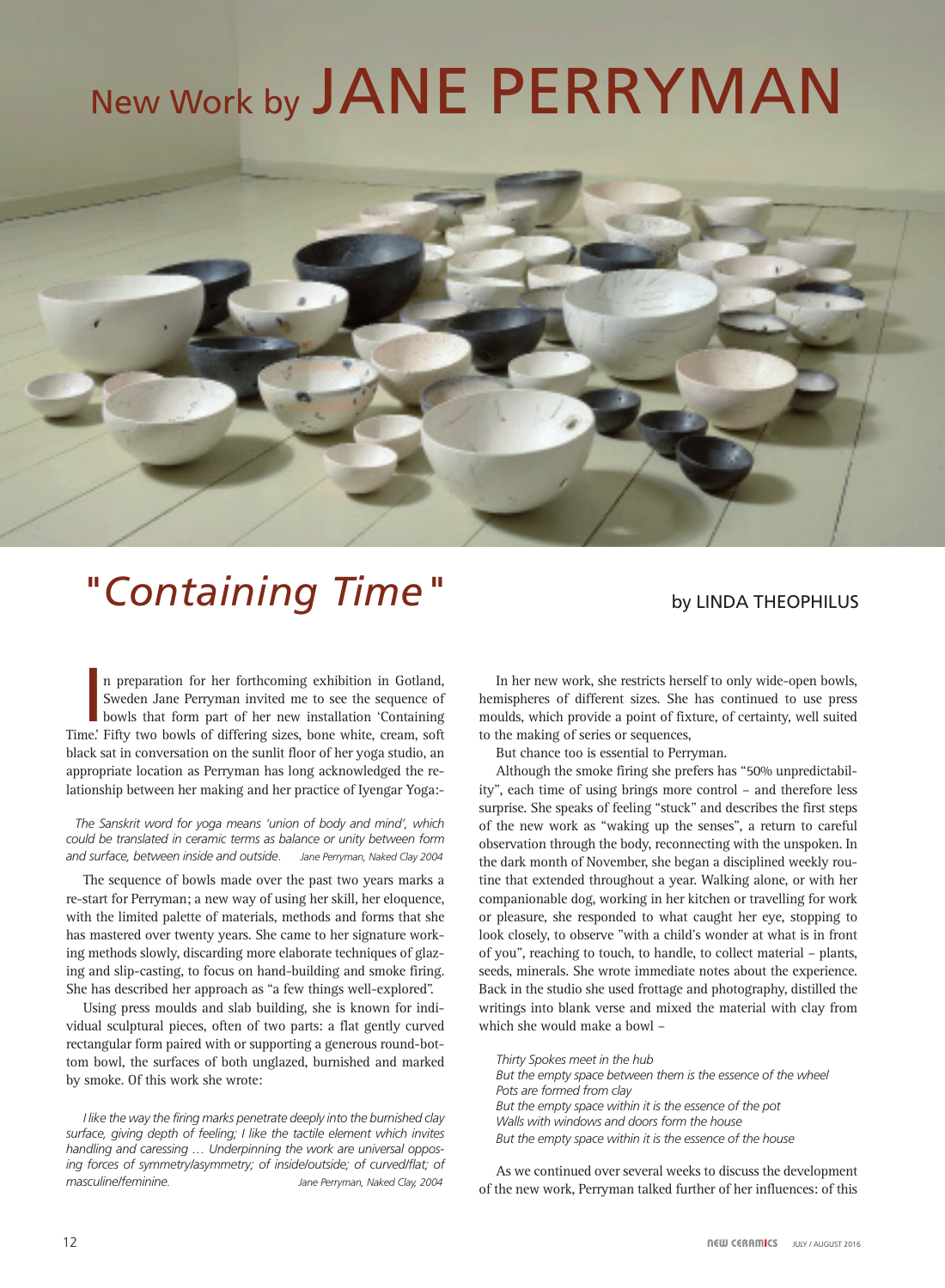# New Work by JANE PERRYMAN

## "*Containing Time*"

by LINDA THEOPHILUS

In preparation for her forthcoming exhibition in Gotland, Sweden Jane Perryman invited me to see the sequence of bowls that form part of her new installation 'Containing Time.' Fifty two bowls of differing sizes, bone white, cream, soft black sat in conversation on the sunlit floor of her yoga studio, an appropriate location as Perryman has long acknowledged the relationship between her making and her practice of Iyengar Yoga:-

*The Sanskrit word for yoga means 'union of body and mind', which could be translated in ceramic terms as balance or unity between form and surface, between inside and outside.* *Jane Perryman, Naked Clay 2004*

The sequence of bowls made over the past two years marks a re-start for Perryman; a new way of using her skill, her eloquence, with the limited palette of materials, methods and forms that she has mastered over twenty years. She came to her signature working methods slowly, discarding more elaborate techniques of glazing and slip-casting, to focus on hand-building and smoke firing. She has described her approach as "a few things well-explored".

Using press moulds and slab building, she is known for individual sculptural pieces, often of two parts: a flat gently curved rectangular form paired with or supporting a generous round-bottom bowl, the surfaces of both unglazed, burnished and marked by smoke. Of this work she wrote:

*I like the way the firing marks penetrate deeply into the burnished clay surface, giving depth of feeling; I like the tactile element which invites handling and caressing … Underpinning the work are universal opposing forces of symmetry/asymmetry; of inside/outside; of curved/flat; of masculine/feminine.* *Jane Perryman, Naked Clay, 2004*

In her new work, she restricts herself to only wide-open bowls, hemispheres of different sizes. She has continued to use press moulds, which provide a point of fixture, of certainty, well suited to the making of series or sequences,

But chance too is essential to Perryman.

Although the smoke firing she prefers has "50% unpredictability", each time of using brings more control – and therefore less surprise. She speaks of feeling "stuck" and describes the first steps of the new work as "waking up the senses", a return to careful observation through the body, reconnecting with the unspoken. In the dark month of November, she began a disciplined weekly routine that extended throughout a year. Walking alone, or with her companionable dog, working in her kitchen or travelling for work or pleasure, she responded to what caught her eye, stopping to look closely, to observe "with a child's wonder at what is in front of you", reaching to touch, to handle, to collect material – plants, seeds, minerals. She wrote immediate notes about the experience. Back in the studio she used frottage and photography, distilled the writings into blank verse and mixed the material with clay from which she would make a bowl –

*Thirty Spokes meet in the hub*
*But the empty space between them is the essence of the wheel*
*Pots are formed from clay*
*But the empty space within it is the essence of the pot*
*Walls with windows and doors form the house*
*But the empty space within it is the essence of the house*

As we continued over several weeks to discuss the development of the new work, Perryman talked further of her influences: of this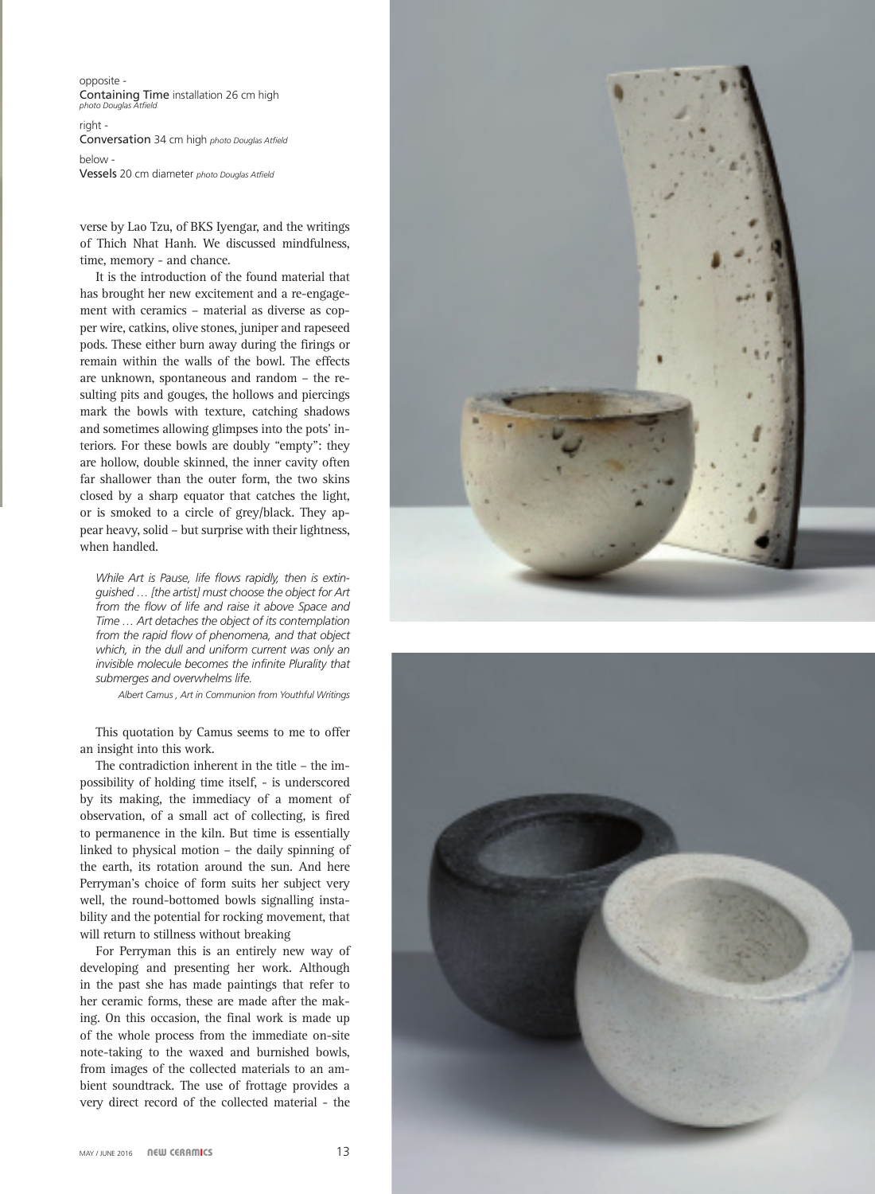opposite -
Containing Time installation 26 cm high
*photo Douglas Atfield*

right -
Conversation 34 cm high *photo Douglas Atfield*

below -
Vessels 20 cm diameter *photo Douglas Atfield*

verse by Lao Tzu, of BKS Iyengar, and the writings of Thich Nhat Hanh. We discussed mindfulness, time, memory - and chance.

It is the introduction of the found material that has brought her new excitement and a re-engagement with ceramics – material as diverse as copper wire, catkins, olive stones, juniper and rapeseed pods. These either burn away during the firings or remain within the walls of the bowl. The effects are unknown, spontaneous and random – the resulting pits and gouges, the hollows and piercings mark the bowls with texture, catching shadows and sometimes allowing glimpses into the pots' interiors. For these bowls are doubly "empty": they are hollow, double skinned, the inner cavity often far shallower than the outer form, the two skins closed by a sharp equator that catches the light, or is smoked to a circle of grey/black. They appear heavy, solid – but surprise with their lightness, when handled.

> *While Art is Pause, life flows rapidly, then is extinguished … [the artist] must choose the object for Art from the flow of life and raise it above Space and Time … Art detaches the object of its contemplation from the rapid flow of phenomena, and that object which, in the dull and uniform current was only an invisible molecule becomes the infinite Plurality that submerges and overwhelms life.*
>
> *Albert Camus , Art in Communion from Youthful Writings*

This quotation by Camus seems to me to offer an insight into this work.

The contradiction inherent in the title – the impossibility of holding time itself, - is underscored by its making, the immediacy of a moment of observation, of a small act of collecting, is fired to permanence in the kiln. But time is essentially linked to physical motion – the daily spinning of the earth, its rotation around the sun. And here Perryman's choice of form suits her subject very well, the round-bottomed bowls signalling instability and the potential for rocking movement, that will return to stillness without breaking

For Perryman this is an entirely new way of developing and presenting her work. Although in the past she has made paintings that refer to her ceramic forms, these are made after the making. On this occasion, the final work is made up of the whole process from the immediate on-site note-taking to the waxed and burnished bowls, from images of the collected materials to an ambient soundtrack. The use of frottage provides a very direct record of the collected material - the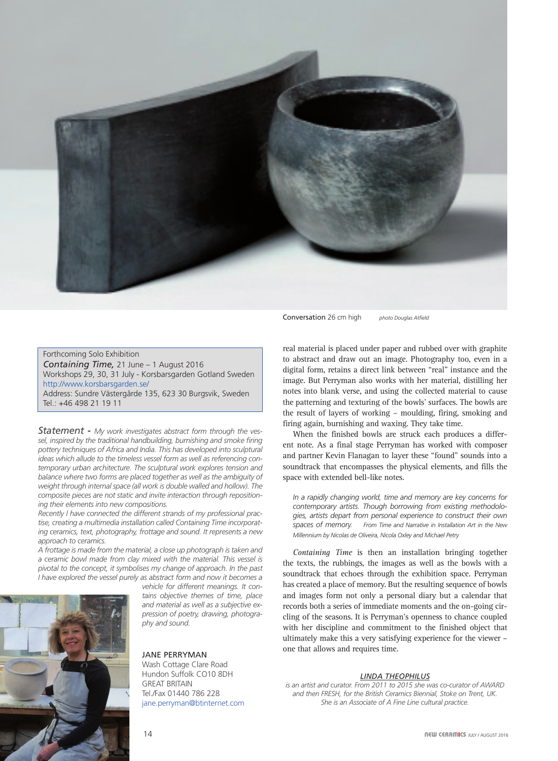Conversation 26 cm high *photo Douglas Atfield*

Forthcoming Solo Exhibition
***Containing Time,*** 21 June – 1 August 2016
Workshops 29, 30, 31 July - Korsbarsgarden Gotland Sweden
http://www.korsbarsgarden.se/
Address: Sundre Västergårde 135, 623 30 Burgsvik, Sweden
Tel.: +46 498 21 19 11

***Statement -*** *My work investigates abstract form through the vessel, inspired by the traditional handbuilding, burnishing and smoke firing pottery techniques of Africa and India. This has developed into sculptural ideas which allude to the timeless vessel form as well as referencing contemporary urban architecture. The sculptural work explores tension and balance where two forms are placed together as well as the ambiguity of weight through internal space (all work is double walled and hollow). The composite pieces are not static and invite interaction through repositioning their elements into new compositions.*

*Recently I have connected the different strands of my professional practise, creating a multimedia installation called Containing Time incorporating ceramics, text, photography, frottage and sound. It represents a new approach to ceramics.*

*A frottage is made from the material, a close up photograph is taken and a ceramic bowl made from clay mixed with the material. This vessel is pivotal to the concept, it symbolises my change of approach. In the past I have explored the vessel purely as abstract form and now it becomes a vehicle for different meanings. It contains objective themes of time, place and material as well as a subjective expression of poetry, drawing, photography and sound.*

JANE PERRYMAN
Wash Cottage Clare Road
Hundon Suffolk CO10 8DH
GREAT BRITAIN
Tel./Fax 01440 786 228
jane.perryman@btinternet.com

real material is placed under paper and rubbed over with graphite to abstract and draw out an image. Photography too, even in a digital form, retains a direct link between "real" instance and the image. But Perryman also works with her material, distilling her notes into blank verse, and using the collected material to cause the patterning and texturing of the bowls' surfaces. The bowls are the result of layers of working – moulding, firing, smoking and firing again, burnishing and waxing. They take time.

When the finished bowls are struck each produces a different note. As a final stage Perryman has worked with composer and partner Kevin Flanagan to layer these "found" sounds into a soundtrack that encompasses the physical elements, and fills the space with extended bell-like notes.

> *In a rapidly changing world, time and memory are key concerns for contemporary artists. Though borrowing from existing methodologies, artists depart from personal experience to construct their own spaces of memory.* *From Time and Narrative in Installation Art in the New Millennium by Nicolas de Oliveira, Nicola Oxley and Michael Petry*

*Containing Time* is then an installation bringing together the texts, the rubbings, the images as well as the bowls with a soundtrack that echoes through the exhibition space. Perryman has created a place of memory. But the resulting sequence of bowls and images form not only a personal diary but a calendar that records both a series of immediate moments and the on-going circling of the seasons. It is Perryman's openness to chance coupled with her discipline and commitment to the finished object that ultimately make this a very satisfying experience for the viewer – one that allows and requires time.

*LINDA THEOPHILUS*
*is an artist and curator. From 2011 to 2015 she was co-curator of AWARD and then FRESH, for the British Ceramics Biennial, Stoke on Trent, UK. She is an Associate of A Fine Line cultural practice.*